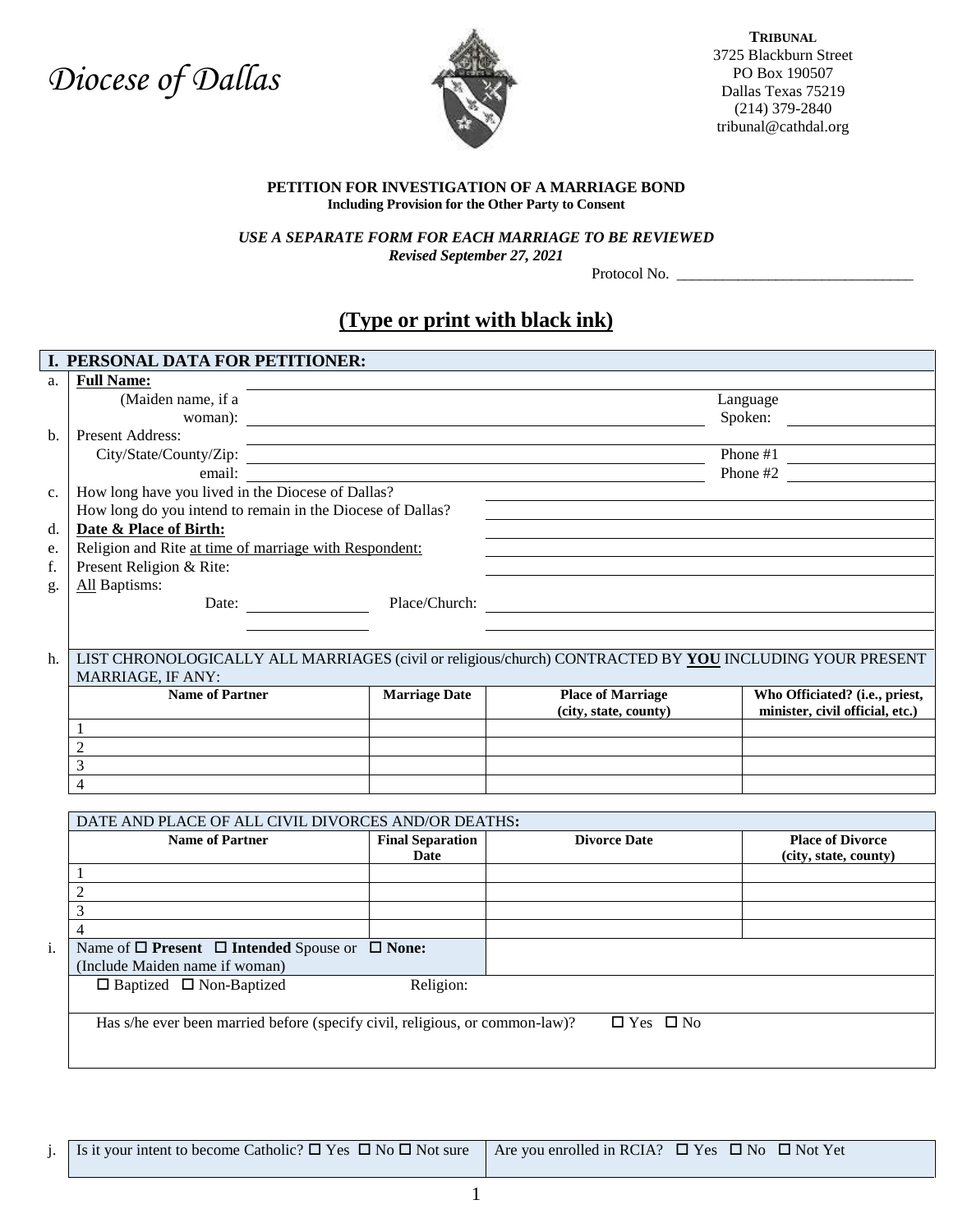*Diocese of Dallas*

**TRIBUNAL**
3725 Blackburn Street
PO Box 190507
Dallas Texas 75219
(214) 379-2840
tribunal@cathdal.org

**PETITION FOR INVESTIGATION OF A MARRIAGE BOND**
**Including Provision for the Other Party to Consent**

***USE A SEPARATE FORM FOR EACH MARRIAGE TO BE REVIEWED***
***Revised September 27, 2021***

Protocol No. ______________________________

## (Type or print with black ink)

### I. PERSONAL DATA FOR PETITIONER:

a. **Full Name:** ____________________
(Maiden name, if a woman): ____________________ Language Spoken: ____________

b. Present Address: ____________________
City/State/County/Zip: ____________________ Phone #1 ____________
email: ____________________ Phone #2 ____________

c. How long have you lived in the Diocese of Dallas? ____________________
How long do you intend to remain in the Diocese of Dallas? ____________________

d. **Date & Place of Birth:** ____________________

e. Religion and Rite at time of marriage with Respondent: ____________________

f. Present Religion & Rite: ____________________

g. All Baptisms:
Date: ____________ Place/Church: ____________________
____________ ____________________

h. LIST CHRONOLOGICALLY ALL MARRIAGES (civil or religious/church) CONTRACTED BY **YOU** INCLUDING YOUR PRESENT MARRIAGE, IF ANY:

| Name of Partner | Marriage Date | Place of Marriage (city, state, county) | Who Officiated? (i.e., priest, minister, civil official, etc.) |
|---|---|---|---|
| 1 | | | |
| 2 | | | |
| 3 | | | |
| 4 | | | |

DATE AND PLACE OF ALL CIVIL DIVORCES AND/OR DEATHS:

| Name of Partner | Final Separation Date | Divorce Date | Place of Divorce (city, state, county) |
|---|---|---|---|
| 1 | | | |
| 2 | | | |
| 3 | | | |
| 4 | | | |

i. Name of ☐ **Present** ☐ **Intended** Spouse or ☐ **None:** ____________________
(Include Maiden name if woman)

☐ Baptized ☐ Non-Baptized Religion: ____________

Has s/he ever been married before (specify civil, religious, or common-law)? ☐ Yes ☐ No

j. Is it your intent to become Catholic? ☐ Yes ☐ No ☐ Not sure | Are you enrolled in RCIA? ☐ Yes ☐ No ☐ Not Yet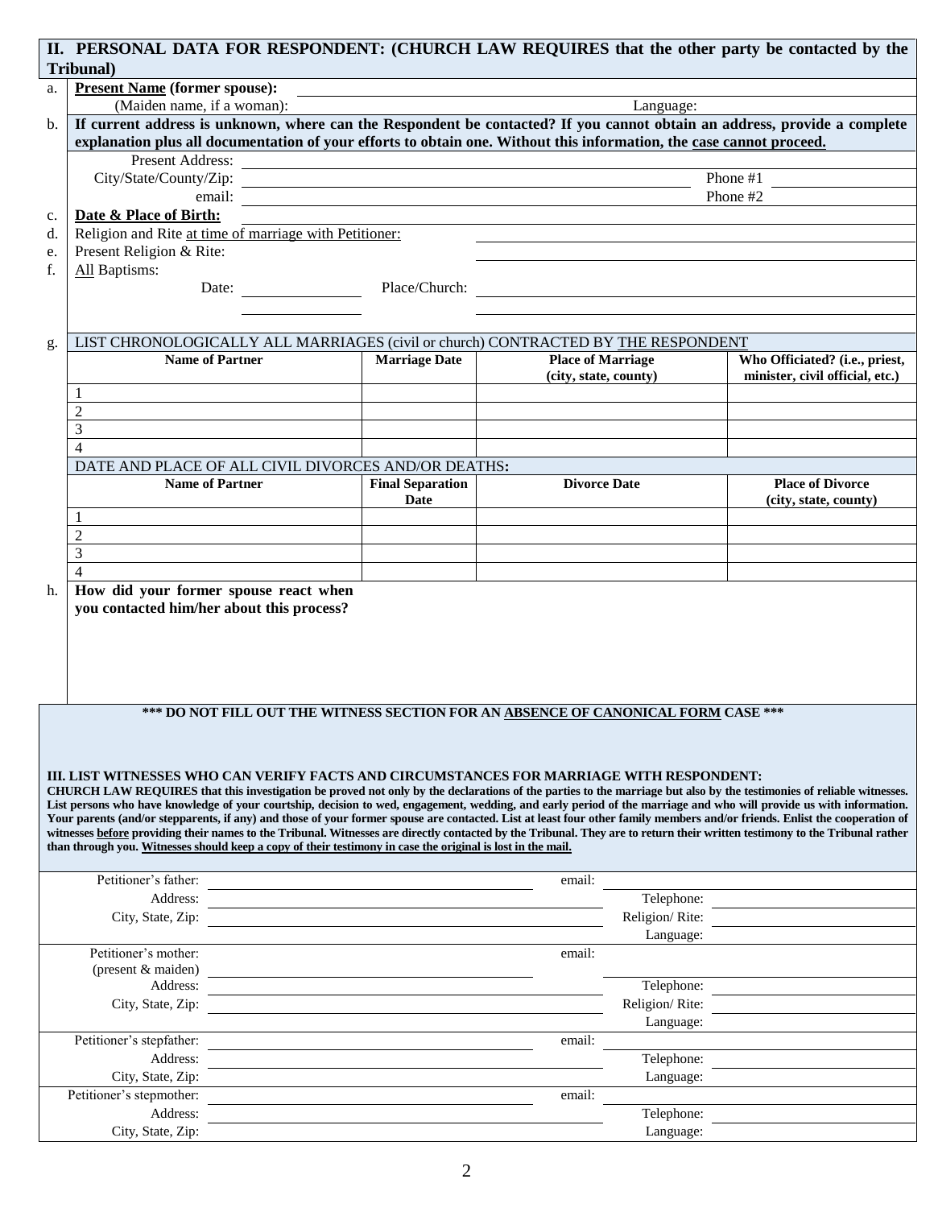## II. PERSONAL DATA FOR RESPONDENT: (CHURCH LAW REQUIRES that the other party be contacted by the Tribunal)

a. **Present Name (former spouse):** ______________________

(Maiden name, if a woman): ______________________ Language: ______________________

b. **If current address is unknown, where can the Respondent be contacted? If you cannot obtain an address, provide a complete explanation plus all documentation of your efforts to obtain one. Without this information, the case cannot proceed.**

Present Address: ______________________

City/State/County/Zip: ______________________ Phone #1 ______________________

email: ______________________ Phone #2 ______________________

c. **Date & Place of Birth:** ______________________

d. Religion and Rite at time of marriage with Petitioner: ______________________

e. Present Religion & Rite: ______________________

f. All Baptisms:

Date: ______________ Place/Church: ______________________

______________ ______________________

g. LIST CHRONOLOGICALLY ALL MARRIAGES (civil or church) CONTRACTED BY THE RESPONDENT

| Name of Partner | Marriage Date | Place of Marriage (city, state, county) | Who Officiated? (i.e., priest, minister, civil official, etc.) |
|---|---|---|---|
| 1 | | | |
| 2 | | | |
| 3 | | | |
| 4 | | | |

DATE AND PLACE OF ALL CIVIL DIVORCES AND/OR DEATHS:

| Name of Partner | Final Separation Date | Divorce Date | Place of Divorce (city, state, county) |
|---|---|---|---|
| 1 | | | |
| 2 | | | |
| 3 | | | |
| 4 | | | |

h. **How did your former spouse react when you contacted him/her about this process?**

**\*\*\* DO NOT FILL OUT THE WITNESS SECTION FOR AN ABSENCE OF CANONICAL FORM CASE \*\*\***

## III. LIST WITNESSES WHO CAN VERIFY FACTS AND CIRCUMSTANCES FOR MARRIAGE WITH RESPONDENT:

**CHURCH LAW REQUIRES that this investigation be proved not only by the declarations of the parties to the marriage but also by the testimonies of reliable witnesses. List persons who have knowledge of your courtship, decision to wed, engagement, wedding, and early period of the marriage and who will provide us with information. Your parents (and/or stepparents, if any) and those of your former spouse are contacted. List at least four other family members and/or friends. Enlist the cooperation of witnesses before providing their names to the Tribunal. Witnesses are directly contacted by the Tribunal. They are to return their written testimony to the Tribunal rather than through you. Witnesses should keep a copy of their testimony in case the original is lost in the mail.**

Petitioner's father: ______________________ email: ______________________

Address: ______________________ Telephone: ______________________

City, State, Zip: ______________________ Religion/ Rite: ______________________

Language: ______________________

Petitioner's mother: (present & maiden) ______________________ email: ______________________

Address: ______________________ Telephone: ______________________

City, State, Zip: ______________________ Religion/ Rite: ______________________

Language: ______________________

Petitioner's stepfather: ______________________ email: ______________________

Address: ______________________ Telephone: ______________________

City, State, Zip: ______________________ Language: ______________________

Petitioner's stepmother: ______________________ email: ______________________

Address: ______________________ Telephone: ______________________

City, State, Zip: ______________________ Language: ______________________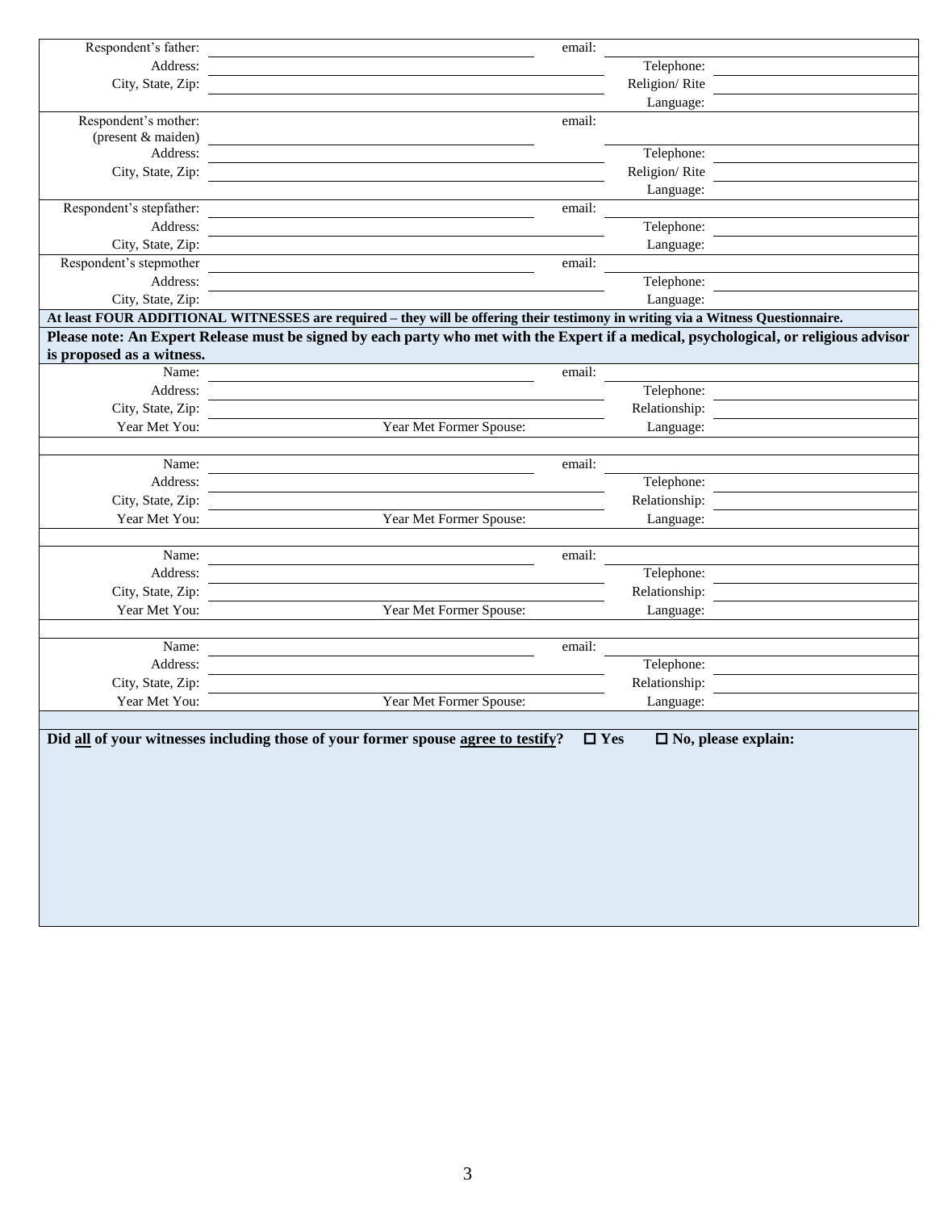Respondent's father: _______________ email: _______________
Address: _______________ Telephone: _______________
City, State, Zip: _______________ Religion/ Rite _______________
Language: _______________

Respondent's mother: (present & maiden) _______________ email: _______________
Address: _______________ Telephone: _______________
City, State, Zip: _______________ Religion/ Rite _______________
Language: _______________

Respondent's stepfather: _______________ email: _______________
Address: _______________ Telephone: _______________
City, State, Zip: _______________ Language: _______________

Respondent's stepmother _______________ email: _______________
Address: _______________ Telephone: _______________
City, State, Zip: _______________ Language: _______________

**At least FOUR ADDITIONAL WITNESSES are required – they will be offering their testimony in writing via a Witness Questionnaire.**

**Please note: An Expert Release must be signed by each party who met with the Expert if a medical, psychological, or religious advisor is proposed as a witness.**

Name: _______________ email: _______________
Address: _______________ Telephone: _______________
City, State, Zip: _______________ Relationship: _______________
Year Met You: _______________ Year Met Former Spouse: _______________ Language: _______________

Name: _______________ email: _______________
Address: _______________ Telephone: _______________
City, State, Zip: _______________ Relationship: _______________
Year Met You: _______________ Year Met Former Spouse: _______________ Language: _______________

Name: _______________ email: _______________
Address: _______________ Telephone: _______________
City, State, Zip: _______________ Relationship: _______________
Year Met You: _______________ Year Met Former Spouse: _______________ Language: _______________

Name: _______________ email: _______________
Address: _______________ Telephone: _______________
City, State, Zip: _______________ Relationship: _______________
Year Met You: _______________ Year Met Former Spouse: _______________ Language: _______________

**Did all of your witnesses including those of your former spouse agree to testify?** ☐ **Yes** ☐ **No, please explain:**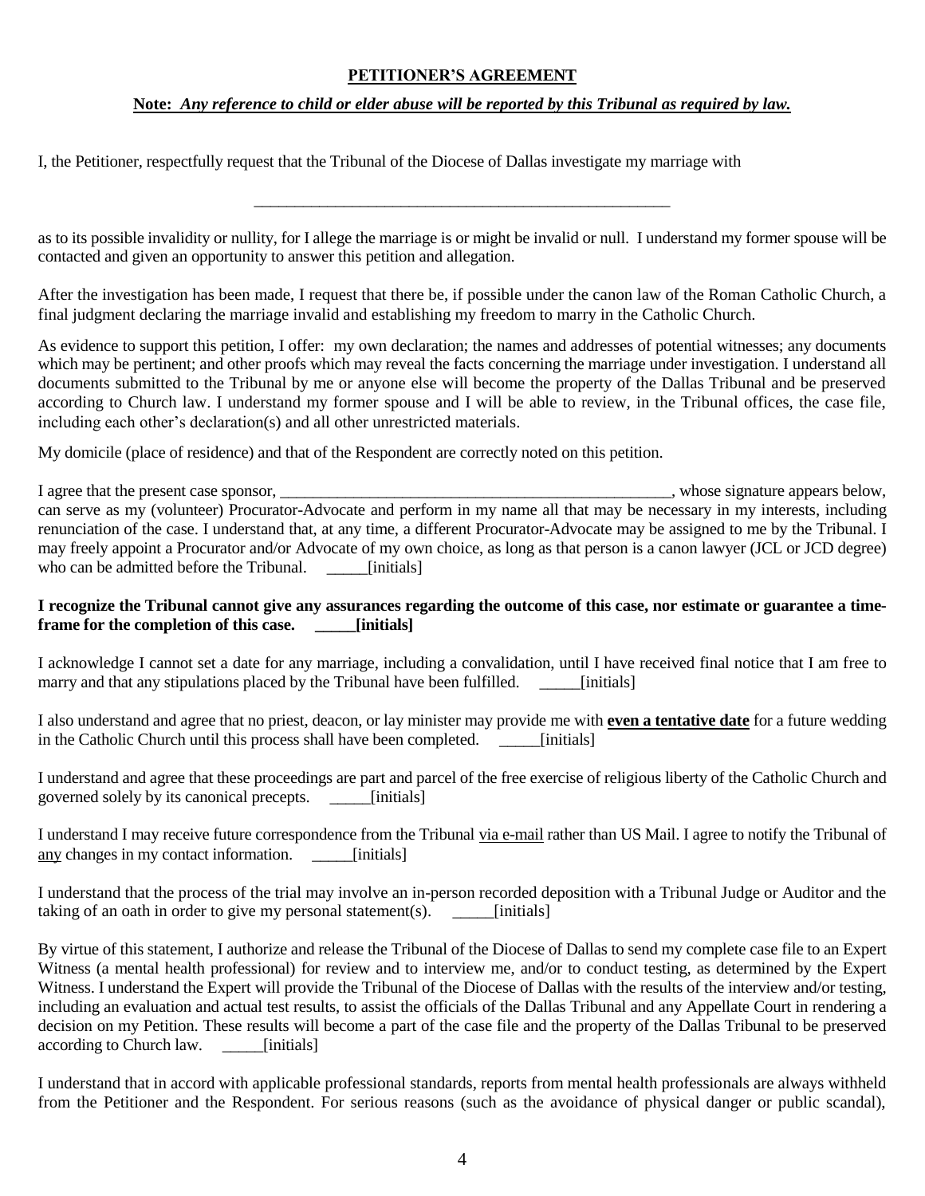**PETITIONER'S AGREEMENT**

**Note:** ***Any reference to child or elder abuse will be reported by this Tribunal as required by law.***

I, the Petitioner, respectfully request that the Tribunal of the Diocese of Dallas investigate my marriage with

_______________________________________________________

as to its possible invalidity or nullity, for I allege the marriage is or might be invalid or null. I understand my former spouse will be contacted and given an opportunity to answer this petition and allegation.

After the investigation has been made, I request that there be, if possible under the canon law of the Roman Catholic Church, a final judgment declaring the marriage invalid and establishing my freedom to marry in the Catholic Church.

As evidence to support this petition, I offer: my own declaration; the names and addresses of potential witnesses; any documents which may be pertinent; and other proofs which may reveal the facts concerning the marriage under investigation. I understand all documents submitted to the Tribunal by me or anyone else will become the property of the Dallas Tribunal and be preserved according to Church law. I understand my former spouse and I will be able to review, in the Tribunal offices, the case file, including each other's declaration(s) and all other unrestricted materials.

My domicile (place of residence) and that of the Respondent are correctly noted on this petition.

I agree that the present case sponsor, ___________________________________________________, whose signature appears below, can serve as my (volunteer) Procurator-Advocate and perform in my name all that may be necessary in my interests, including renunciation of the case. I understand that, at any time, a different Procurator-Advocate may be assigned to me by the Tribunal. I may freely appoint a Procurator and/or Advocate of my own choice, as long as that person is a canon lawyer (JCL or JCD degree) who can be admitted before the Tribunal. _____[initials]

**I recognize the Tribunal cannot give any assurances regarding the outcome of this case, nor estimate or guarantee a time-frame for the completion of this case. _____[initials]**

I acknowledge I cannot set a date for any marriage, including a convalidation, until I have received final notice that I am free to marry and that any stipulations placed by the Tribunal have been fulfilled. _____[initials]

I also understand and agree that no priest, deacon, or lay minister may provide me with **even a tentative date** for a future wedding in the Catholic Church until this process shall have been completed. _____[initials]

I understand and agree that these proceedings are part and parcel of the free exercise of religious liberty of the Catholic Church and governed solely by its canonical precepts. _____[initials]

I understand I may receive future correspondence from the Tribunal via e-mail rather than US Mail. I agree to notify the Tribunal of any changes in my contact information. _____[initials]

I understand that the process of the trial may involve an in-person recorded deposition with a Tribunal Judge or Auditor and the taking of an oath in order to give my personal statement(s). _____[initials]

By virtue of this statement, I authorize and release the Tribunal of the Diocese of Dallas to send my complete case file to an Expert Witness (a mental health professional) for review and to interview me, and/or to conduct testing, as determined by the Expert Witness. I understand the Expert will provide the Tribunal of the Diocese of Dallas with the results of the interview and/or testing, including an evaluation and actual test results, to assist the officials of the Dallas Tribunal and any Appellate Court in rendering a decision on my Petition. These results will become a part of the case file and the property of the Dallas Tribunal to be preserved according to Church law. _____[initials]

I understand that in accord with applicable professional standards, reports from mental health professionals are always withheld from the Petitioner and the Respondent. For serious reasons (such as the avoidance of physical danger or public scandal),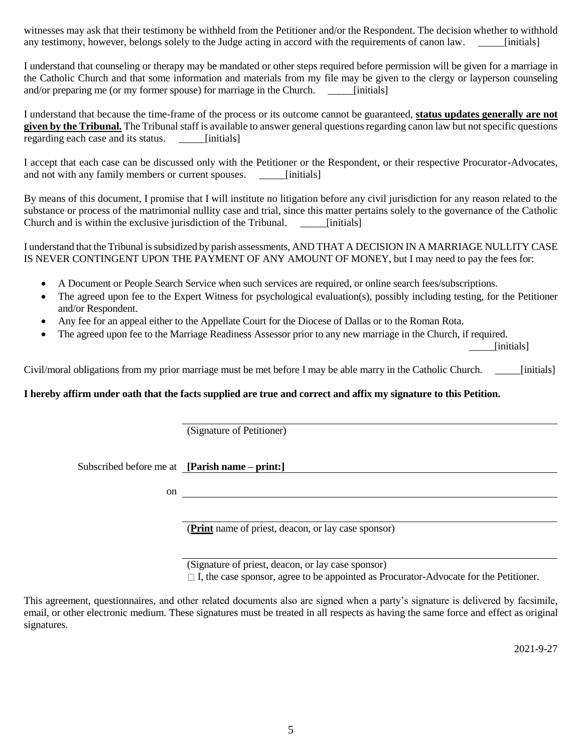witnesses may ask that their testimony be withheld from the Petitioner and/or the Respondent. The decision whether to withhold any testimony, however, belongs solely to the Judge acting in accord with the requirements of canon law. _____[initials]

I understand that counseling or therapy may be mandated or other steps required before permission will be given for a marriage in the Catholic Church and that some information and materials from my file may be given to the clergy or layperson counseling and/or preparing me (or my former spouse) for marriage in the Church. _____[initials]

I understand that because the time-frame of the process or its outcome cannot be guaranteed, **status updates generally are not given by the Tribunal.** The Tribunal staff is available to answer general questions regarding canon law but not specific questions regarding each case and its status. _____[initials]

I accept that each case can be discussed only with the Petitioner or the Respondent, or their respective Procurator-Advocates, and not with any family members or current spouses. _____[initials]

By means of this document, I promise that I will institute no litigation before any civil jurisdiction for any reason related to the substance or process of the matrimonial nullity case and trial, since this matter pertains solely to the governance of the Catholic Church and is within the exclusive jurisdiction of the Tribunal. _____[initials]

I understand that the Tribunal is subsidized by parish assessments, AND THAT A DECISION IN A MARRIAGE NULLITY CASE IS NEVER CONTINGENT UPON THE PAYMENT OF ANY AMOUNT OF MONEY, but I may need to pay the fees for:

- A Document or People Search Service when such services are required, or online search fees/subscriptions.
- The agreed upon fee to the Expert Witness for psychological evaluation(s), possibly including testing, for the Petitioner and/or Respondent.
- Any fee for an appeal either to the Appellate Court for the Diocese of Dallas or to the Roman Rota.
- The agreed upon fee to the Marriage Readiness Assessor prior to any new marriage in the Church, if required.

_____[initials]

Civil/moral obligations from my prior marriage must be met before I may be able marry in the Catholic Church. _____[initials]

**I hereby affirm under oath that the facts supplied are true and correct and affix my signature to this Petition.**

______________________________
(Signature of Petitioner)

Subscribed before me at **[Parish name – print:]** ______________________________

on ______________________________

______________________________
(**Print** name of priest, deacon, or lay case sponsor)

______________________________
(Signature of priest, deacon, or lay case sponsor)

☐ I, the case sponsor, agree to be appointed as Procurator-Advocate for the Petitioner.

This agreement, questionnaires, and other related documents also are signed when a party's signature is delivered by facsimile, email, or other electronic medium. These signatures must be treated in all respects as having the same force and effect as original signatures.

2021-9-27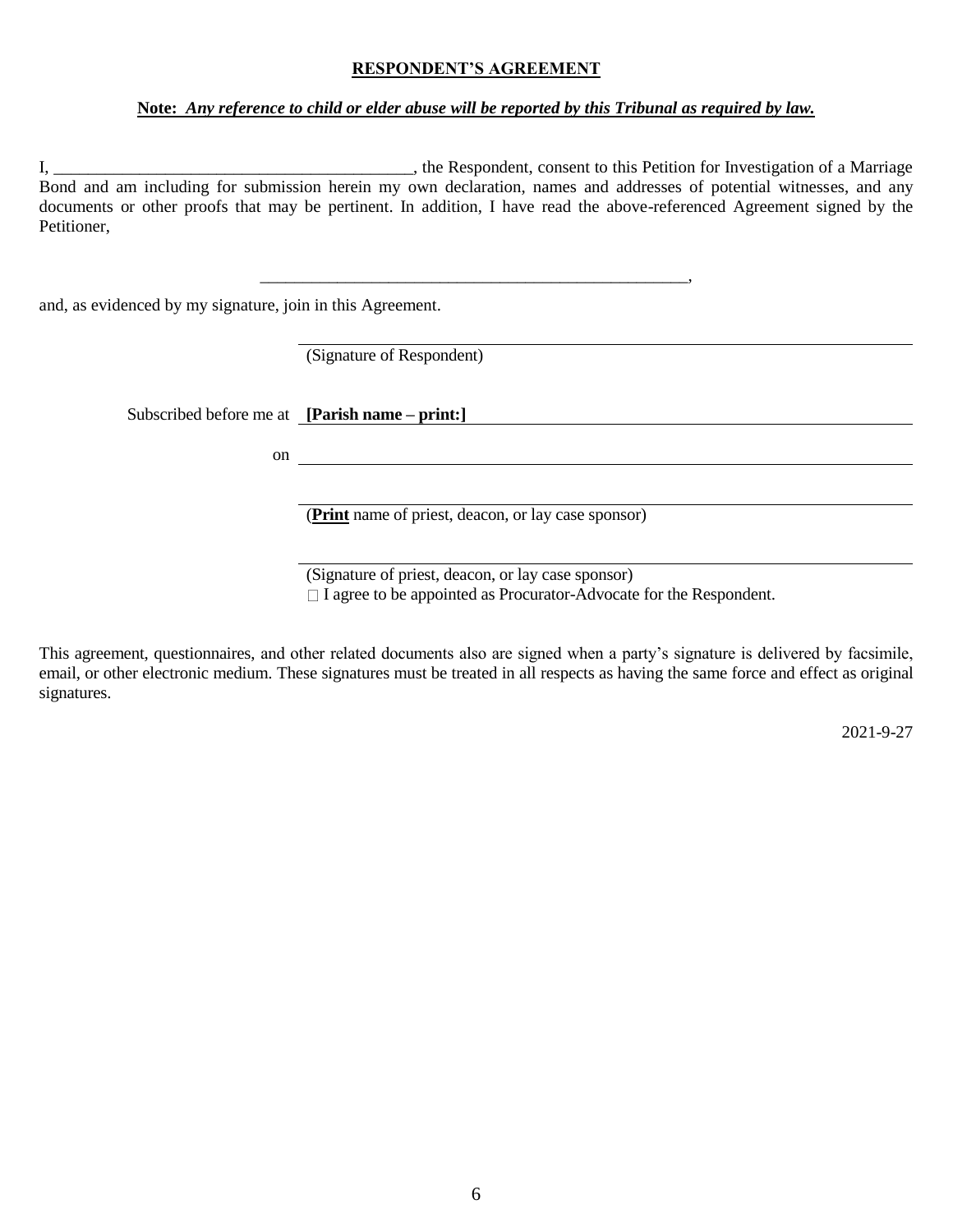**RESPONDENT'S AGREEMENT**

**Note:** ***Any reference to child or elder abuse will be reported by this Tribunal as required by law.***

I, ___________________________________________, the Respondent, consent to this Petition for Investigation of a Marriage Bond and am including for submission herein my own declaration, names and addresses of potential witnesses, and any documents or other proofs that may be pertinent. In addition, I have read the above-referenced Agreement signed by the Petitioner,

_____________________________________________________,

and, as evidenced by my signature, join in this Agreement.

_____________________________________________________
(Signature of Respondent)

Subscribed before me at **[Parish name – print:]** _____________________________________________________

on _____________________________________________________

_____________________________________________________
(**Print** name of priest, deacon, or lay case sponsor)

_____________________________________________________
(Signature of priest, deacon, or lay case sponsor)

☐ I agree to be appointed as Procurator-Advocate for the Respondent.

This agreement, questionnaires, and other related documents also are signed when a party's signature is delivered by facsimile, email, or other electronic medium. These signatures must be treated in all respects as having the same force and effect as original signatures.

2021-9-27